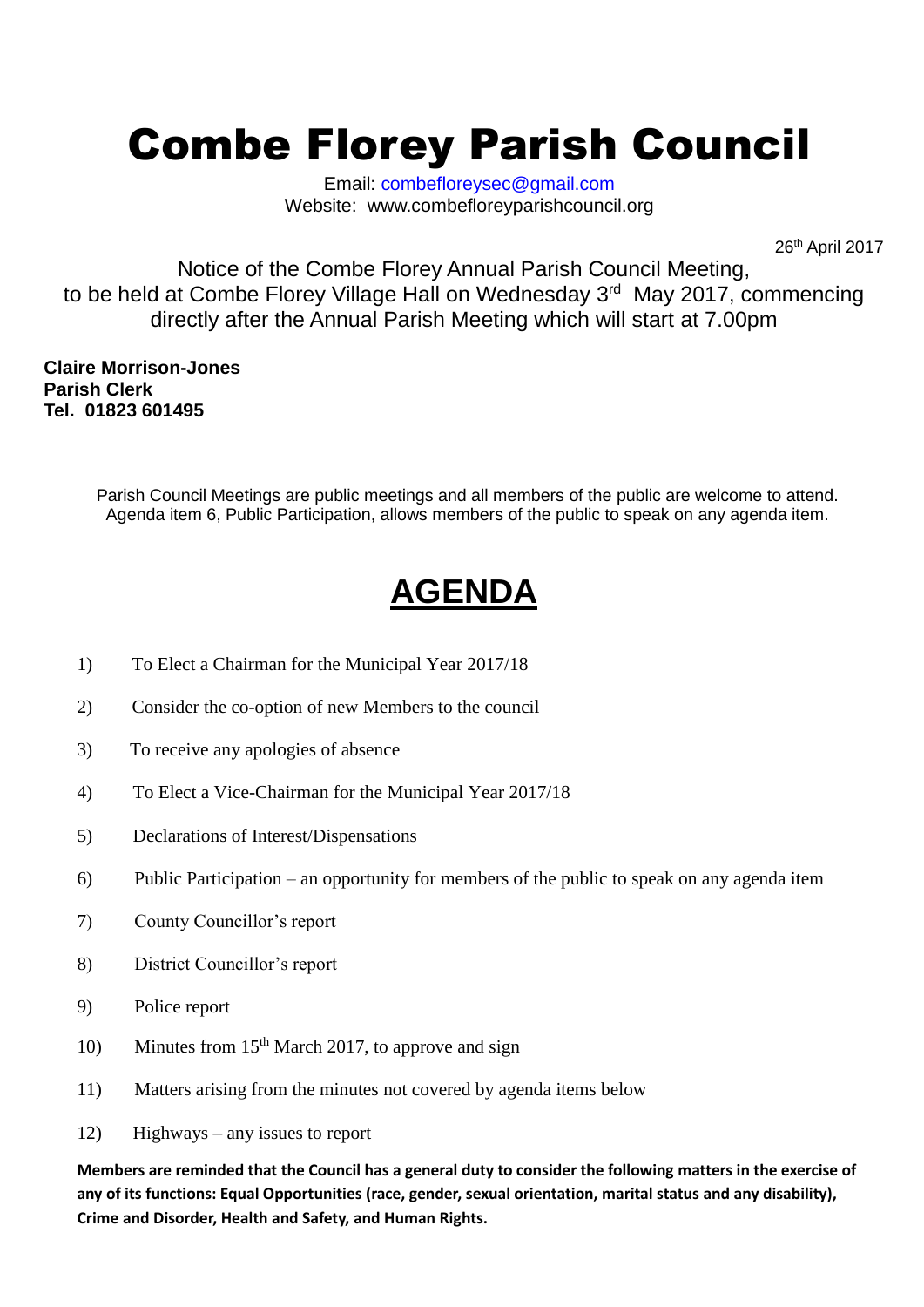# Combe Florey Parish Council

Email: combefloreysec@gmail.com
Website: www.combefloreyparishcouncil.org

26th April 2017

Notice of the Combe Florey Annual Parish Council Meeting, to be held at Combe Florey Village Hall on Wednesday 3rd May 2017, commencing directly after the Annual Parish Meeting which will start at 7.00pm

**Claire Morrison-Jones**
**Parish Clerk**
**Tel. 01823 601495**

Parish Council Meetings are public meetings and all members of the public are welcome to attend. Agenda item 6, Public Participation, allows members of the public to speak on any agenda item.

## AGENDA

1) To Elect a Chairman for the Municipal Year 2017/18
2) Consider the co-option of new Members to the council
3) To receive any apologies of absence
4) To Elect a Vice-Chairman for the Municipal Year 2017/18
5) Declarations of Interest/Dispensations
6) Public Participation – an opportunity for members of the public to speak on any agenda item
7) County Councillor's report
8) District Councillor's report
9) Police report
10) Minutes from 15th March 2017, to approve and sign
11) Matters arising from the minutes not covered by agenda items below
12) Highways – any issues to report

**Members are reminded that the Council has a general duty to consider the following matters in the exercise of any of its functions: Equal Opportunities (race, gender, sexual orientation, marital status and any disability), Crime and Disorder, Health and Safety, and Human Rights.**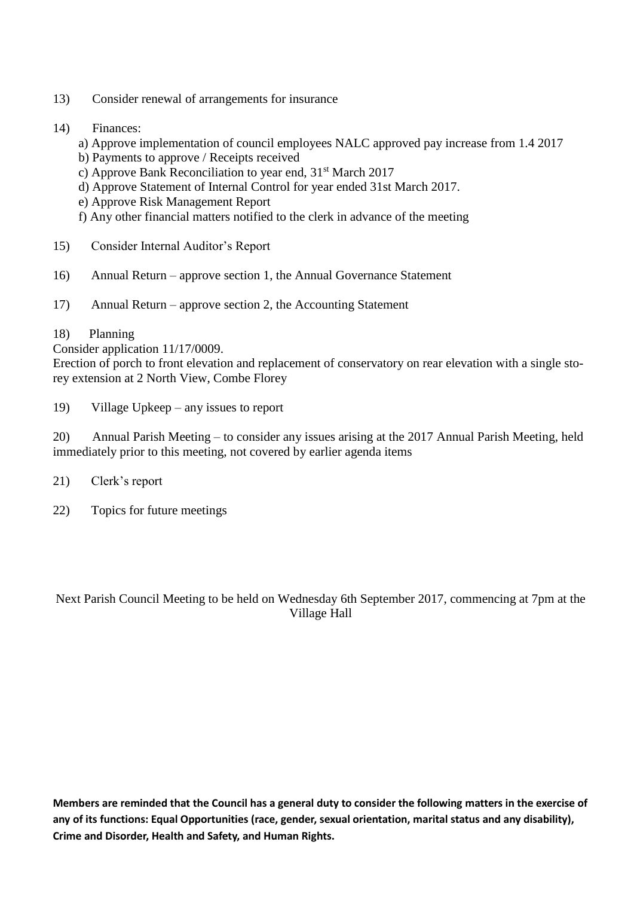13) Consider renewal of arrangements for insurance

14) Finances:
   a) Approve implementation of council employees NALC approved pay increase from 1.4 2017
   b) Payments to approve / Receipts received
   c) Approve Bank Reconciliation to year end, 31st March 2017
   d) Approve Statement of Internal Control for year ended 31st March 2017.
   e) Approve Risk Management Report
   f) Any other financial matters notified to the clerk in advance of the meeting

15) Consider Internal Auditor's Report

16) Annual Return – approve section 1, the Annual Governance Statement

17) Annual Return – approve section 2, the Accounting Statement

18) Planning

Consider application 11/17/0009.
Erection of porch to front elevation and replacement of conservatory on rear elevation with a single storey extension at 2 North View, Combe Florey

19) Village Upkeep – any issues to report

20) Annual Parish Meeting – to consider any issues arising at the 2017 Annual Parish Meeting, held immediately prior to this meeting, not covered by earlier agenda items

21) Clerk's report

22) Topics for future meetings

Next Parish Council Meeting to be held on Wednesday 6th September 2017, commencing at 7pm at the Village Hall

**Members are reminded that the Council has a general duty to consider the following matters in the exercise of any of its functions: Equal Opportunities (race, gender, sexual orientation, marital status and any disability), Crime and Disorder, Health and Safety, and Human Rights.**